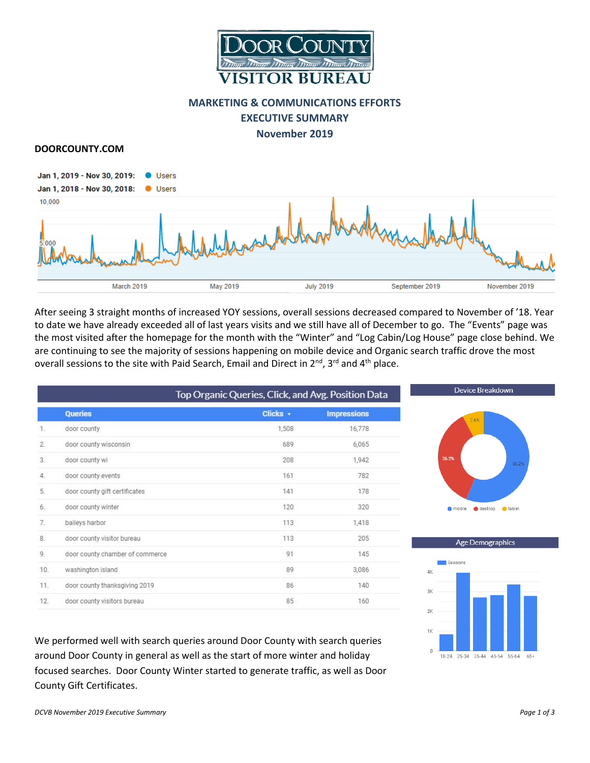# DOOR COUNTY VISITOR BUREAU

## MARKETING & COMMUNICATIONS EFFORTS
## EXECUTIVE SUMMARY
## November 2019

### DOORCOUNTY.COM

Jan 1, 2019 - Nov 30, 2019: Users
Jan 1, 2018 - Nov 30, 2018: Users

After seeing 3 straight months of increased YOY sessions, overall sessions decreased compared to November of '18. Year to date we have already exceeded all of last years visits and we still have all of December to go. The "Events" page was the most visited after the homepage for the month with the "Winter" and "Log Cabin/Log House" page close behind. We are continuing to see the majority of sessions happening on mobile device and Organic search traffic drove the most overall sessions to the site with Paid Search, Email and Direct in 2nd, 3rd and 4th place.

**Top Organic Queries, Click, and Avg. Position Data**

| | Queries | Clicks | Impressions |
|---|---|---|---|
| 1. | door county | 1,508 | 16,778 |
| 2. | door county wisconsin | 689 | 6,065 |
| 3. | door county wi | 208 | 1,942 |
| 4. | door county events | 161 | 782 |
| 5. | door county gift certificates | 141 | 178 |
| 6. | door county winter | 120 | 320 |
| 7. | baileys harbor | 113 | 1,418 |
| 8. | door county visitor bureau | 113 | 205 |
| 9. | door county chamber of commerce | 91 | 145 |
| 10. | washington island | 89 | 3,086 |
| 11. | door county thanksgiving 2019 | 86 | 140 |
| 12. | door county visitors bureau | 85 | 160 |

**Device Breakdown**

mobile 56.2%, desktop 36.2%, tablet 7.6%

**Age Demographics**

Sessions: 18-24, 25-34, 35-44, 45-54, 55-64, 65+

We performed well with search queries around Door County with search queries around Door County in general as well as the start of more winter and holiday focused searches. Door County Winter started to generate traffic, as well as Door County Gift Certificates.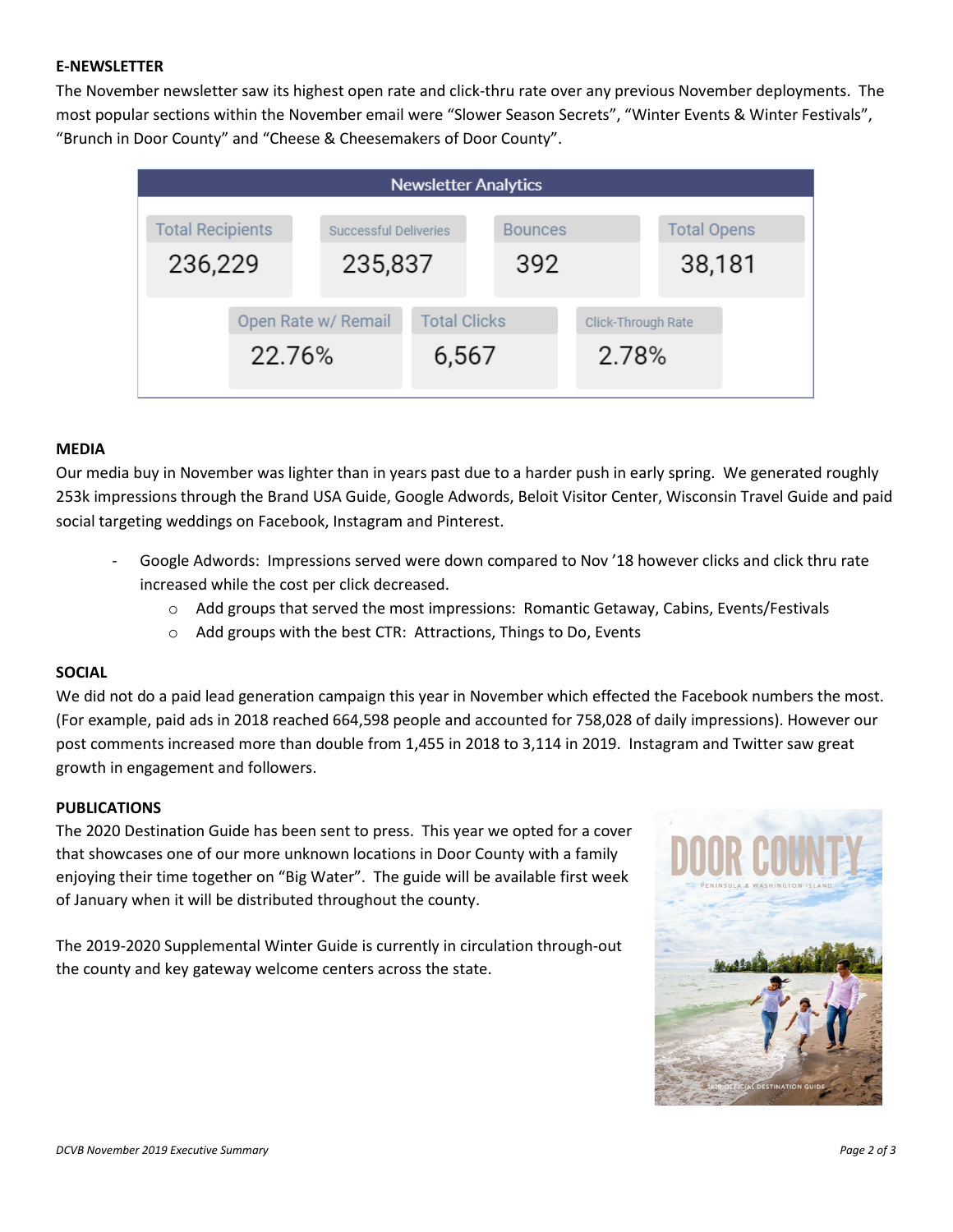## E-NEWSLETTER

The November newsletter saw its highest open rate and click-thru rate over any previous November deployments. The most popular sections within the November email were “Slower Season Secrets”, “Winter Events & Winter Festivals”, “Brunch in Door County” and “Cheese & Cheesemakers of Door County”.

**Newsletter Analytics**

| Total Recipients | Successful Deliveries | Bounces | Total Opens |
|---|---|---|---|
| 236,229 | 235,837 | 392 | 38,181 |

| Open Rate w/ Remail | Total Clicks | Click-Through Rate |
|---|---|---|
| 22.76% | 6,567 | 2.78% |

## MEDIA

Our media buy in November was lighter than in years past due to a harder push in early spring. We generated roughly 253k impressions through the Brand USA Guide, Google Adwords, Beloit Visitor Center, Wisconsin Travel Guide and paid social targeting weddings on Facebook, Instagram and Pinterest.

- Google Adwords: Impressions served were down compared to Nov ’18 however clicks and click thru rate increased while the cost per click decreased.
    - Add groups that served the most impressions: Romantic Getaway, Cabins, Events/Festivals
    - Add groups with the best CTR: Attractions, Things to Do, Events

## SOCIAL

We did not do a paid lead generation campaign this year in November which effected the Facebook numbers the most. (For example, paid ads in 2018 reached 664,598 people and accounted for 758,028 of daily impressions). However our post comments increased more than double from 1,455 in 2018 to 3,114 in 2019. Instagram and Twitter saw great growth in engagement and followers.

## PUBLICATIONS

The 2020 Destination Guide has been sent to press. This year we opted for a cover that showcases one of our more unknown locations in Door County with a family enjoying their time together on “Big Water”. The guide will be available first week of January when it will be distributed throughout the county.

The 2019-2020 Supplemental Winter Guide is currently in circulation through-out the county and key gateway welcome centers across the state.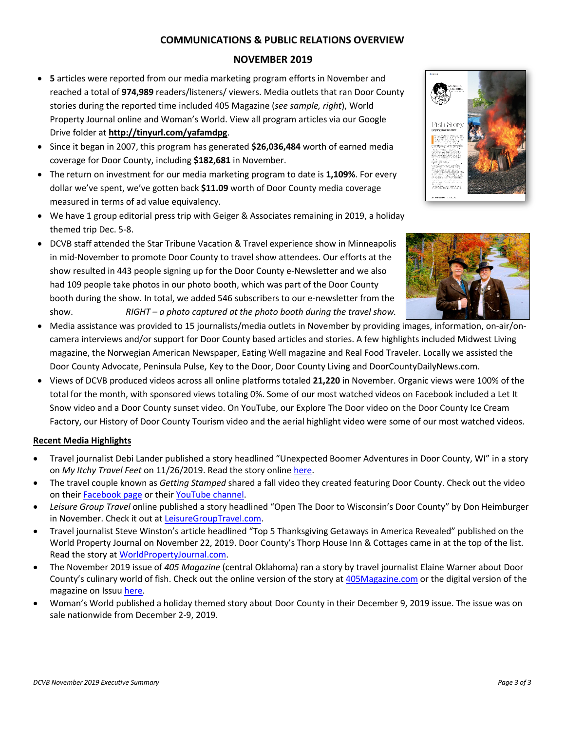## COMMUNICATIONS & PUBLIC RELATIONS OVERVIEW

## NOVEMBER 2019

- **5** articles were reported from our media marketing program efforts in November and reached a total of **974,989** readers/listeners/ viewers. Media outlets that ran Door County stories during the reported time included 405 Magazine (*see sample, right*), World Property Journal online and Woman's World. View all program articles via our Google Drive folder at **http://tinyurl.com/yafamdpg**.
- Since it began in 2007, this program has generated **$26,036,484** worth of earned media coverage for Door County, including **$182,681** in November.
- The return on investment for our media marketing program to date is **1,109%**. For every dollar we've spent, we've gotten back **$11.09** worth of Door County media coverage measured in terms of ad value equivalency.
- We have 1 group editorial press trip with Geiger & Associates remaining in 2019, a holiday themed trip Dec. 5-8.
- DCVB staff attended the Star Tribune Vacation & Travel experience show in Minneapolis in mid-November to promote Door County to travel show attendees. Our efforts at the show resulted in 443 people signing up for the Door County e-Newsletter and we also had 109 people take photos in our photo booth, which was part of the Door County booth during the show. In total, we added 546 subscribers to our e-newsletter from the show. *RIGHT – a photo captured at the photo booth during the travel show.*
- Media assistance was provided to 15 journalists/media outlets in November by providing images, information, on-air/on-camera interviews and/or support for Door County based articles and stories. A few highlights included Midwest Living magazine, the Norwegian American Newspaper, Eating Well magazine and Real Food Traveler. Locally we assisted the Door County Advocate, Peninsula Pulse, Key to the Door, Door County Living and DoorCountyDailyNews.com.
- Views of DCVB produced videos across all online platforms totaled **21,220** in November. Organic views were 100% of the total for the month, with sponsored views totaling 0%. Some of our most watched videos on Facebook included a Let It Snow video and a Door County sunset video. On YouTube, our Explore The Door video on the Door County Ice Cream Factory, our History of Door County Tourism video and the aerial highlight video were some of our most watched videos.

**Recent Media Highlights**

- Travel journalist Debi Lander published a story headlined "Unexpected Boomer Adventures in Door County, WI" in a story on *My Itchy Travel Feet* on 11/26/2019. Read the story online here.
- The travel couple known as *Getting Stamped* shared a fall video they created featuring Door County. Check out the video on their Facebook page or their YouTube channel.
- *Leisure Group Travel* online published a story headlined "Open The Door to Wisconsin's Door County" by Don Heimburger in November. Check it out at LeisureGroupTravel.com.
- Travel journalist Steve Winston's article headlined "Top 5 Thanksgiving Getaways in America Revealed" published on the World Property Journal on November 22, 2019. Door County's Thorp House Inn & Cottages came in at the top of the list. Read the story at WorldPropertyJournal.com.
- The November 2019 issue of *405 Magazine* (central Oklahoma) ran a story by travel journalist Elaine Warner about Door County's culinary world of fish. Check out the online version of the story at 405Magazine.com or the digital version of the magazine on Issuu here.
- Woman's World published a holiday themed story about Door County in their December 9, 2019 issue. The issue was on sale nationwide from December 2-9, 2019.